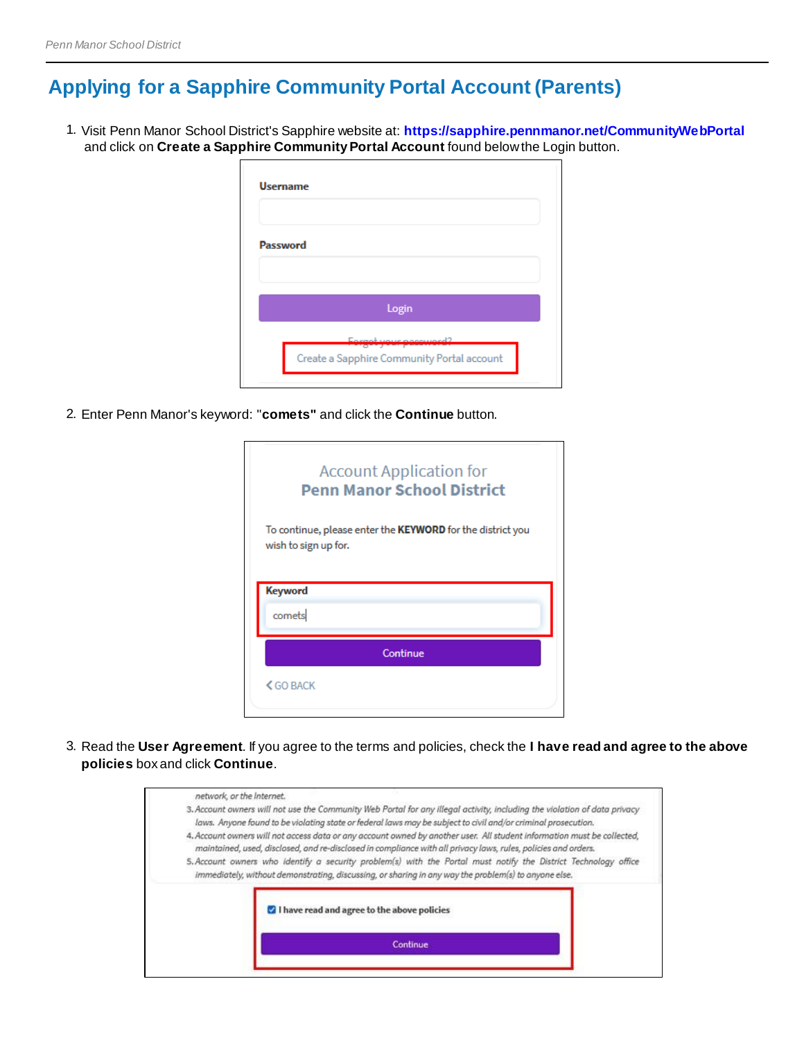# Applying for a Sapphire Community Portal Account (Parents)

1. Visit Penn Manor School District's Sapphire website at: **https://sapphire.pennmanor.net/CommunityWebPortal** and click on **Create a Sapphire Community Portal Account** found below the Login button.

2. Enter Penn Manor's keyword: "**comets"** and click the **Continue** button.

3. Read the **User Agreement**. If you agree to the terms and policies, check the **I have read and agree to the above policies** box and click **Continue**.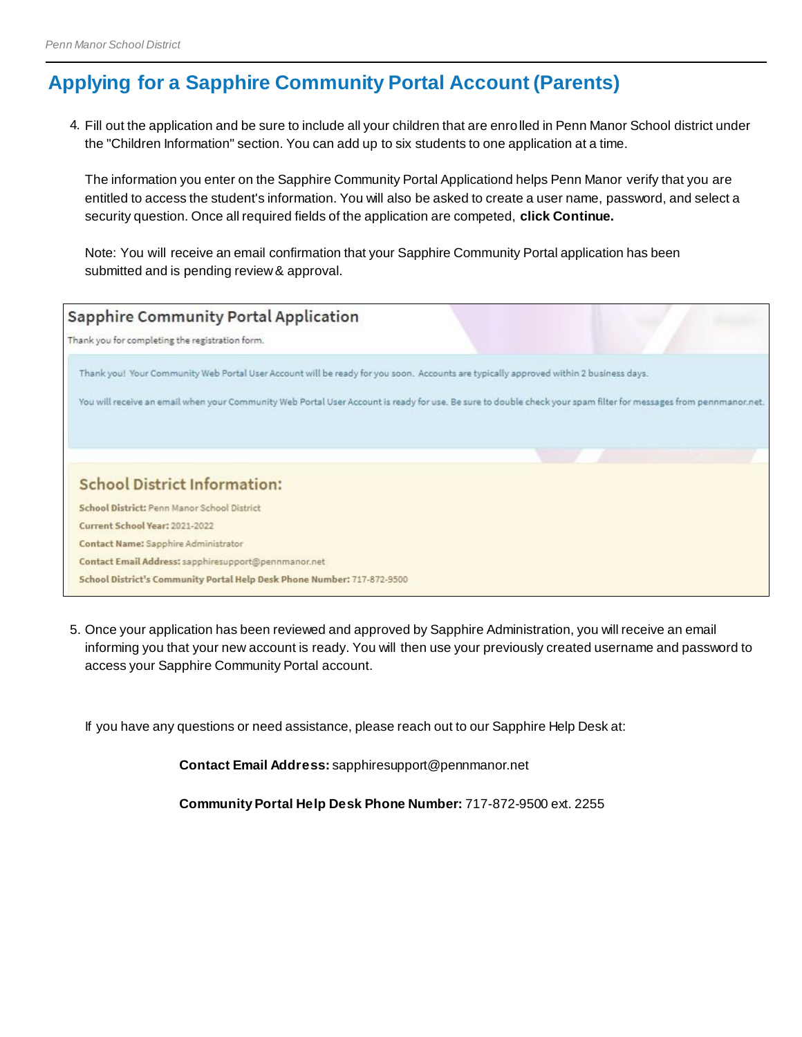## Applying for a Sapphire Community Portal Account (Parents)

4. Fill out the application and be sure to include all your children that are enrolled in Penn Manor School district under the "Children Information" section. You can add up to six students to one application at a time.

   The information you enter on the Sapphire Community Portal Applicationd helps Penn Manor verify that you are entitled to access the student's information. You will also be asked to create a user name, password, and select a security question. Once all required fields of the application are competed, **click Continue.**

   Note: You will receive an email confirmation that your Sapphire Community Portal application has been submitted and is pending review & approval.

### Sapphire Community Portal Application

Thank you for completing the registration form.

Thank you! Your Community Web Portal User Account will be ready for you soon. Accounts are typically approved within 2 business days.

You will receive an email when your Community Web Portal User Account is ready for use. Be sure to double check your spam filter for messages from pennmanor.net.

#### School District Information:

**School District:** Penn Manor School District

**Current School Year:** 2021-2022

**Contact Name:** Sapphire Administrator

**Contact Email Address:** sapphiresupport@pennmanor.net

**School District's Community Portal Help Desk Phone Number:** 717-872-9500

5. Once your application has been reviewed and approved by Sapphire Administration, you will receive an email informing you that your new account is ready. You will then use your previously created username and password to access your Sapphire Community Portal account.

If you have any questions or need assistance, please reach out to our Sapphire Help Desk at:

**Contact Email Address:** sapphiresupport@pennmanor.net

**Community Portal Help Desk Phone Number:** 717-872-9500 ext. 2255